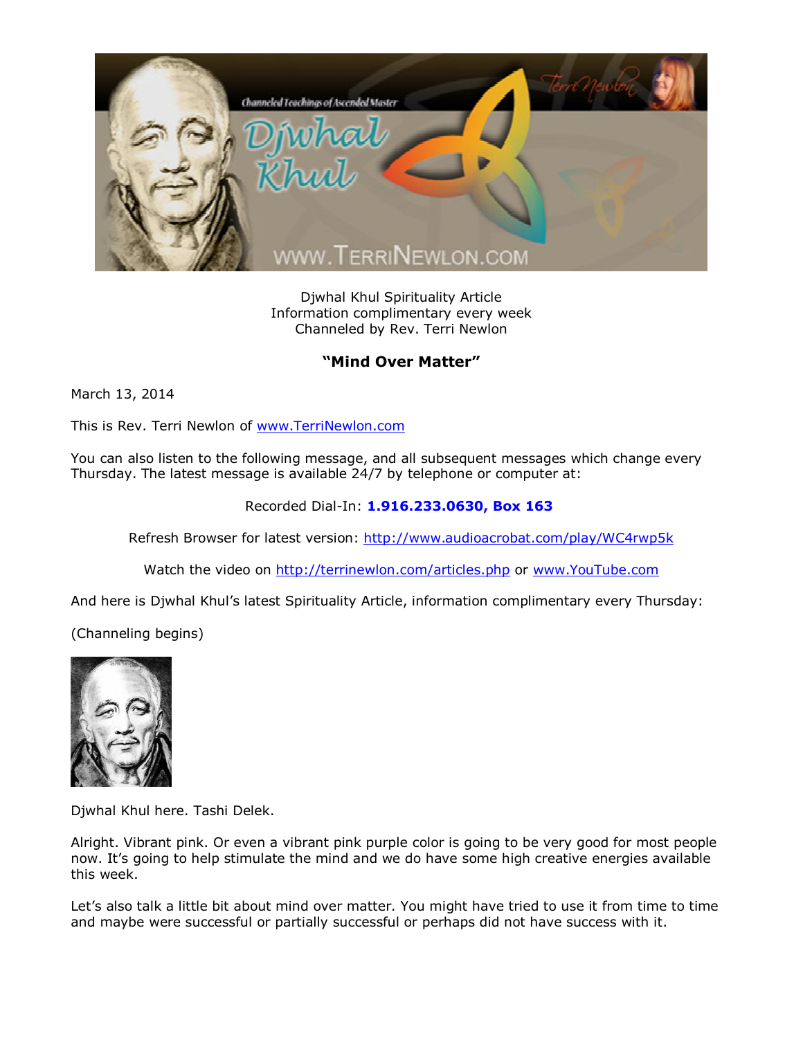Djwhal Khul Spirituality Article
Information complimentary every week
Channeled by Rev. Terri Newlon

## "Mind Over Matter"

March 13, 2014

This is Rev. Terri Newlon of www.TerriNewlon.com

You can also listen to the following message, and all subsequent messages which change every Thursday. The latest message is available 24/7 by telephone or computer at:

Recorded Dial-In: **1.916.233.0630, Box 163**

Refresh Browser for latest version: http://www.audioacrobat.com/play/WC4rwp5k

Watch the video on http://terrinewlon.com/articles.php or www.YouTube.com

And here is Djwhal Khul's latest Spirituality Article, information complimentary every Thursday:

(Channeling begins)

Djwhal Khul here. Tashi Delek.

Alright. Vibrant pink. Or even a vibrant pink purple color is going to be very good for most people now. It's going to help stimulate the mind and we do have some high creative energies available this week.

Let's also talk a little bit about mind over matter. You might have tried to use it from time to time and maybe were successful or partially successful or perhaps did not have success with it.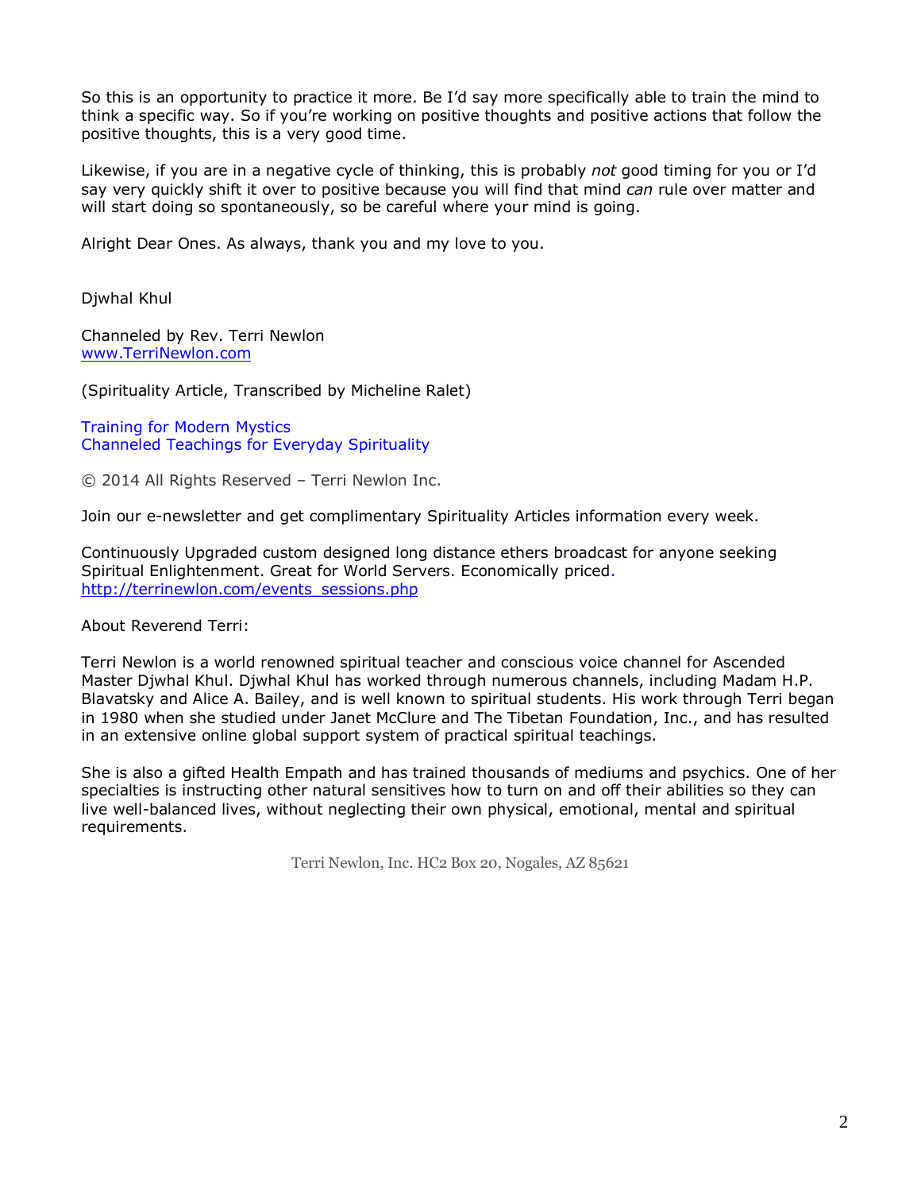So this is an opportunity to practice it more. Be I'd say more specifically able to train the mind to think a specific way. So if you're working on positive thoughts and positive actions that follow the positive thoughts, this is a very good time.

Likewise, if you are in a negative cycle of thinking, this is probably *not* good timing for you or I'd say very quickly shift it over to positive because you will find that mind *can* rule over matter and will start doing so spontaneously, so be careful where your mind is going.

Alright Dear Ones. As always, thank you and my love to you.

Djwhal Khul

Channeled by Rev. Terri Newlon
www.TerriNewlon.com

(Spirituality Article, Transcribed by Micheline Ralet)

Training for Modern Mystics
Channeled Teachings for Everyday Spirituality

© 2014 All Rights Reserved – Terri Newlon Inc.

Join our e-newsletter and get complimentary Spirituality Articles information every week.

Continuously Upgraded custom designed long distance ethers broadcast for anyone seeking Spiritual Enlightenment. Great for World Servers. Economically priced.
http://terrinewlon.com/events_sessions.php

About Reverend Terri:

Terri Newlon is a world renowned spiritual teacher and conscious voice channel for Ascended Master Djwhal Khul. Djwhal Khul has worked through numerous channels, including Madam H.P. Blavatsky and Alice A. Bailey, and is well known to spiritual students. His work through Terri began in 1980 when she studied under Janet McClure and The Tibetan Foundation, Inc., and has resulted in an extensive online global support system of practical spiritual teachings.

She is also a gifted Health Empath and has trained thousands of mediums and psychics. One of her specialties is instructing other natural sensitives how to turn on and off their abilities so they can live well-balanced lives, without neglecting their own physical, emotional, mental and spiritual requirements.

Terri Newlon, Inc. HC2 Box 20, Nogales, AZ 85621